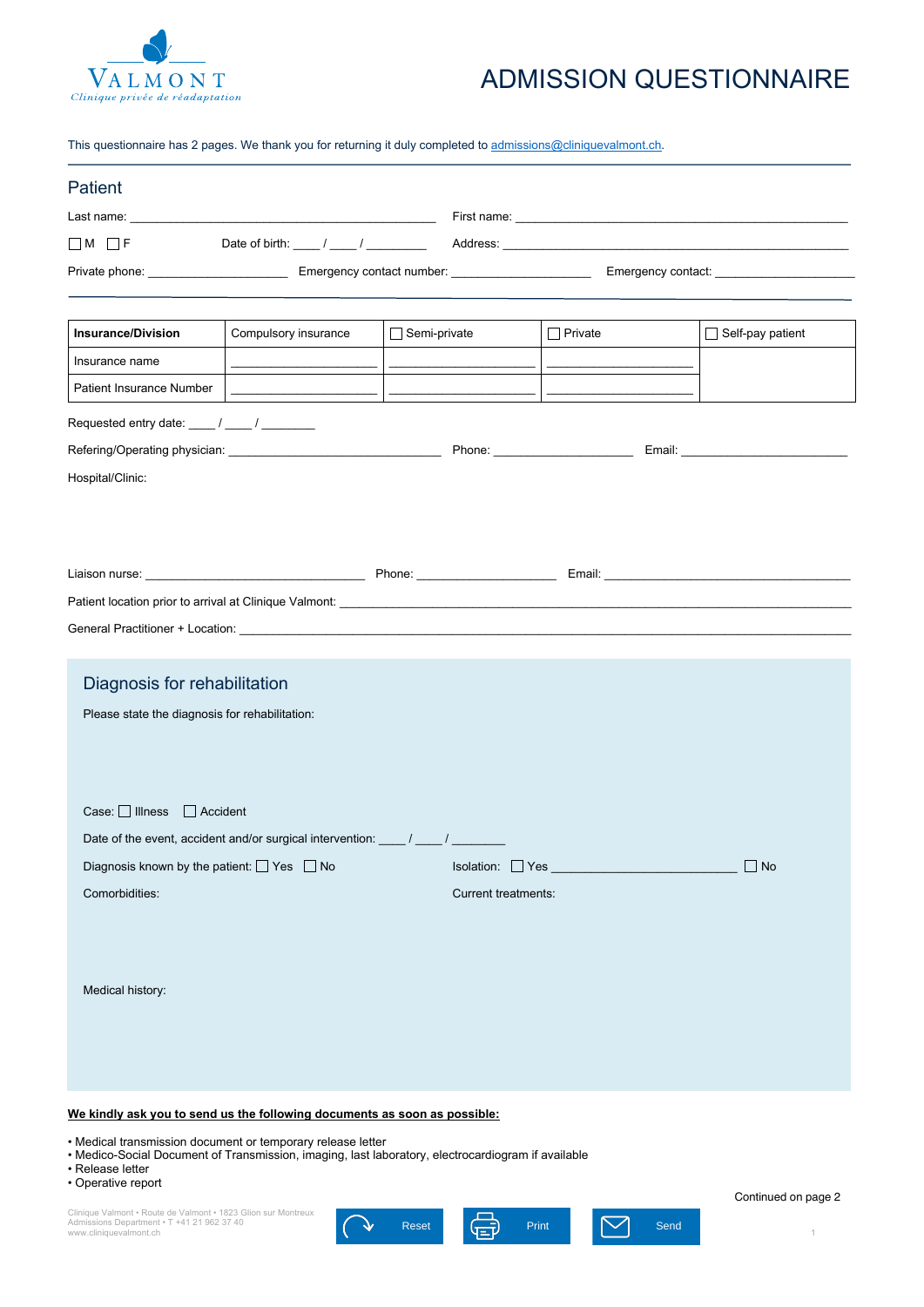VALMONT
*Clinique privée de réadaptation*

# ADMISSION QUESTIONNAIRE

This questionnaire has 2 pages. We thank you for returning it duly completed to admissions@cliniquevalmont.ch.

## Patient

Last name: ____________________________________________ First name: ________________________________________________

☐ M ☐ F Date of birth: ____ / ____ / ________ Address: ________________________________________________________

Private phone: ____________________ Emergency contact number: ____________________ Emergency contact: ____________________

| Insurance/Division | Compulsory insurance | ☐ Semi-private | ☐ Private | ☐ Self-pay patient |
|---|---|---|---|---|
| Insurance name | ____________________ | ____________________ | ____________________ | |
| Patient Insurance Number | ____________________ | ____________________ | ____________________ | |

Requested entry date: ____ / ____ / ________

Refering/Operating physician: ________________________________ Phone: ____________________ Email: ________________________

Hospital/Clinic:

Liaison nurse: ________________________________ Phone: ____________________ Email: ____________________________________

Patient location prior to arrival at Clinique Valmont: ________________________________________________________________

General Practitioner + Location: ____________________________________________________________________________

## Diagnosis for rehabilitation

Please state the diagnosis for rehabilitation:

Case: ☐ Illness ☐ Accident

Date of the event, accident and/or surgical intervention: ____ / ____ / ________

Diagnosis known by the patient: ☐ Yes ☐ No

Isolation: ☐ Yes ___________________________ ☐ No

Comorbidities:

Current treatments:

Medical history:

**We kindly ask you to send us the following documents as soon as possible:**

- Medical transmission document or temporary release letter
- Medico-Social Document of Transmission, imaging, last laboratory, electrocardiogram if available
- Release letter
- Operative report

Continued on page 2

Clinique Valmont • Route de Valmont • 1823 Glion sur Montreux
Admissions Department • T +41 21 962 37 40
www.cliniquevalmont.ch

Reset Print Send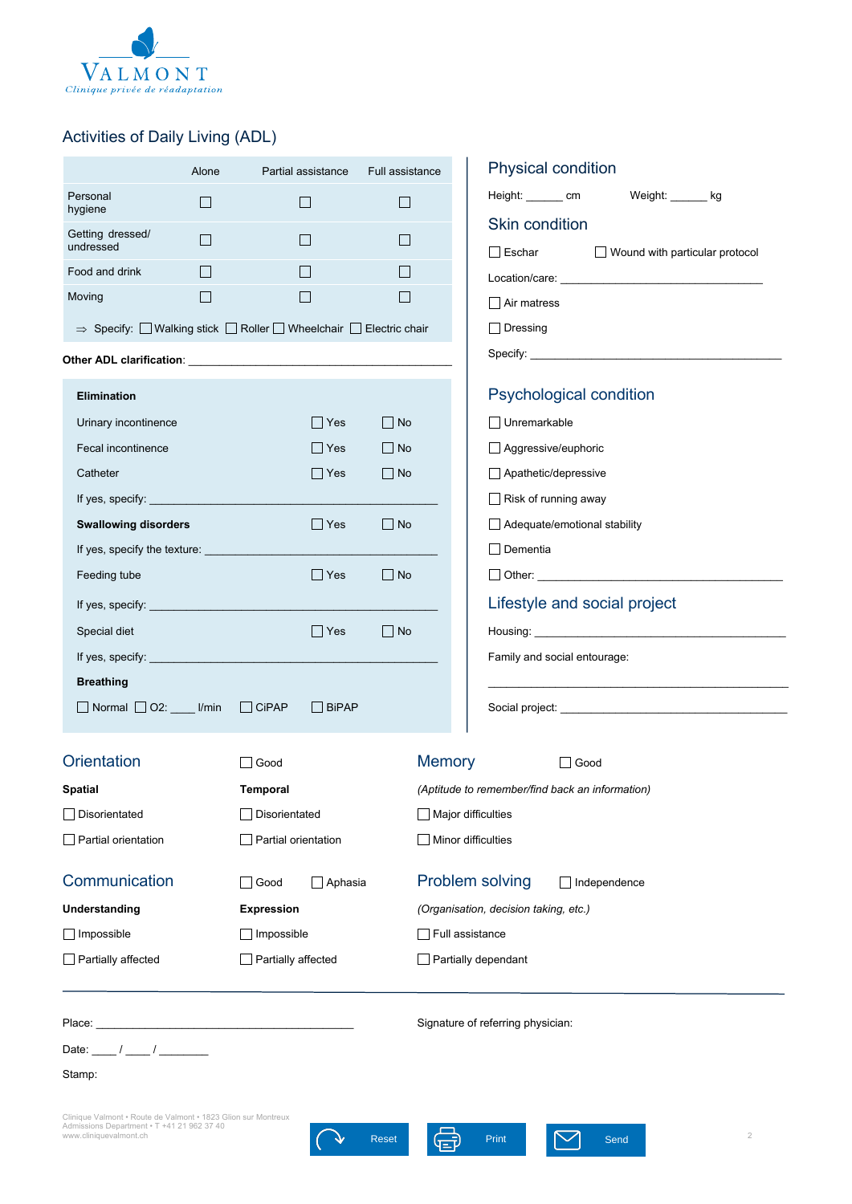VALMONT
*Clinique privée de réadaptation*

## Activities of Daily Living (ADL)

| | Alone | Partial assistance | Full assistance |
|---|---|---|---|
| Personal hygiene | ☐ | ☐ | ☐ |
| Getting dressed/ undressed | ☐ | ☐ | ☐ |
| Food and drink | ☐ | ☐ | ☐ |
| Moving | ☐ | ☐ | ☐ |

⇒ Specify: ☐ Walking stick ☐ Roller ☐ Wheelchair ☐ Electric chair

**Other ADL clarification:** ________________________________________

**Elimination**

| | | |
|---|---|---|
| Urinary incontinence | ☐ Yes | ☐ No |
| Fecal incontinence | ☐ Yes | ☐ No |
| Catheter | ☐ Yes | ☐ No |

If yes, specify: ________________________________________

| | | |
|---|---|---|
| **Swallowing disorders** | ☐ Yes | ☐ No |

If yes, specify the texture: ________________________________________

| | | |
|---|---|---|
| Feeding tube | ☐ Yes | ☐ No |

If yes, specify: ________________________________________

| | | |
|---|---|---|
| Special diet | ☐ Yes | ☐ No |

If yes, specify: ________________________________________

**Breathing**

☐ Normal ☐ O2: ____ l/min ☐ CiPAP ☐ BiPAP

## Physical condition

Height: ______ cm    Weight: ______ kg

## Skin condition

☐ Eschar    ☐ Wound with particular protocol

Location/care: ________________________________

☐ Air matress

☐ Dressing

Specify: ________________________________________

## Psychological condition

☐ Unremarkable

☐ Aggressive/euphoric

☐ Apathetic/depressive

☐ Risk of running away

☐ Adequate/emotional stability

☐ Dementia

☐ Other: ________________________________

## Lifestyle and social project

Housing: ________________________________________

Family and social entourage:

________________________________________________

Social project: ________________________________

## Orientation

☐ Good

**Spatial**

☐ Disorientated

☐ Partial orientation

**Temporal**

☐ Disorientated

☐ Partial orientation

## Memory

☐ Good

*(Aptitude to remember/find back an information)*

☐ Major difficulties

☐ Minor difficulties

## Communication

☐ Good ☐ Aphasia

**Understanding**

☐ Impossible

☐ Partially affected

**Expression**

☐ Impossible

☐ Partially affected

## Problem solving

☐ Independence

*(Organisation, decision taking, etc.)*

☐ Full assistance

☐ Partially dependant

---

Place: ________________________________________

Date: ____ / ____ / ________

Stamp:

Signature of referring physician:

Clinique Valmont • Route de Valmont • 1823 Glion sur Montreux
Admissions Department • T +41 21 962 37 40
www.cliniquevalmont.ch

Reset    Print    Send